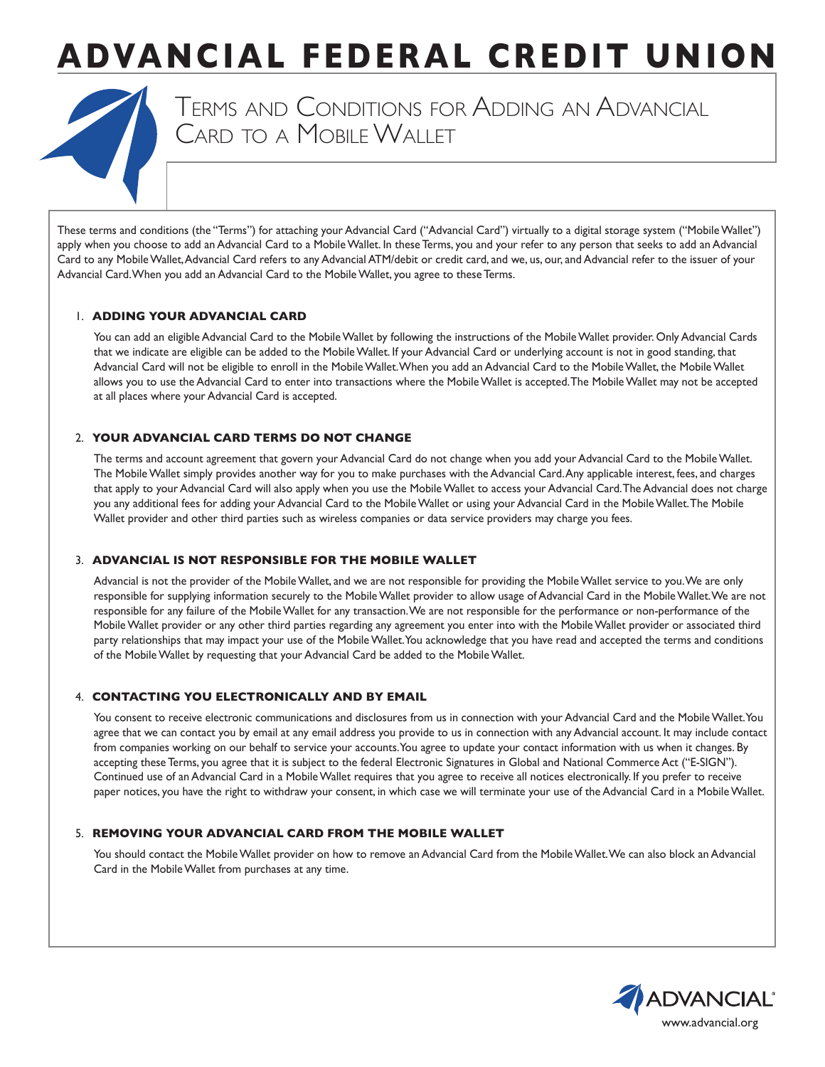# ADVANCIAL FEDERAL CREDIT UNION

## Terms and Conditions for Adding an Advancial Card to a Mobile Wallet

These terms and conditions (the "Terms") for attaching your Advancial Card ("Advancial Card") virtually to a digital storage system ("Mobile Wallet") apply when you choose to add an Advancial Card to a Mobile Wallet. In these Terms, you and your refer to any person that seeks to add an Advancial Card to any Mobile Wallet, Advancial Card refers to any Advancial ATM/debit or credit card, and we, us, our, and Advancial refer to the issuer of your Advancial Card. When you add an Advancial Card to the Mobile Wallet, you agree to these Terms.

### 1. ADDING YOUR ADVANCIAL CARD

You can add an eligible Advancial Card to the Mobile Wallet by following the instructions of the Mobile Wallet provider. Only Advancial Cards that we indicate are eligible can be added to the Mobile Wallet. If your Advancial Card or underlying account is not in good standing, that Advancial Card will not be eligible to enroll in the Mobile Wallet. When you add an Advancial Card to the Mobile Wallet, the Mobile Wallet allows you to use the Advancial Card to enter into transactions where the Mobile Wallet is accepted. The Mobile Wallet may not be accepted at all places where your Advancial Card is accepted.

### 2. YOUR ADVANCIAL CARD TERMS DO NOT CHANGE

The terms and account agreement that govern your Advancial Card do not change when you add your Advancial Card to the Mobile Wallet. The Mobile Wallet simply provides another way for you to make purchases with the Advancial Card. Any applicable interest, fees, and charges that apply to your Advancial Card will also apply when you use the Mobile Wallet to access your Advancial Card. The Advancial does not charge you any additional fees for adding your Advancial Card to the Mobile Wallet or using your Advancial Card in the Mobile Wallet. The Mobile Wallet provider and other third parties such as wireless companies or data service providers may charge you fees.

### 3. ADVANCIAL IS NOT RESPONSIBLE FOR THE MOBILE WALLET

Advancial is not the provider of the Mobile Wallet, and we are not responsible for providing the Mobile Wallet service to you. We are only responsible for supplying information securely to the Mobile Wallet provider to allow usage of Advancial Card in the Mobile Wallet. We are not responsible for any failure of the Mobile Wallet for any transaction. We are not responsible for the performance or non-performance of the Mobile Wallet provider or any other third parties regarding any agreement you enter into with the Mobile Wallet provider or associated third party relationships that may impact your use of the Mobile Wallet. You acknowledge that you have read and accepted the terms and conditions of the Mobile Wallet by requesting that your Advancial Card be added to the Mobile Wallet.

### 4. CONTACTING YOU ELECTRONICALLY AND BY EMAIL

You consent to receive electronic communications and disclosures from us in connection with your Advancial Card and the Mobile Wallet. You agree that we can contact you by email at any email address you provide to us in connection with any Advancial account. It may include contact from companies working on our behalf to service your accounts. You agree to update your contact information with us when it changes. By accepting these Terms, you agree that it is subject to the federal Electronic Signatures in Global and National Commerce Act ("E-SIGN"). Continued use of an Advancial Card in a Mobile Wallet requires that you agree to receive all notices electronically. If you prefer to receive paper notices, you have the right to withdraw your consent, in which case we will terminate your use of the Advancial Card in a Mobile Wallet.

### 5. REMOVING YOUR ADVANCIAL CARD FROM THE MOBILE WALLET

You should contact the Mobile Wallet provider on how to remove an Advancial Card from the Mobile Wallet. We can also block an Advancial Card in the Mobile Wallet from purchases at any time.

ADVANCIAL®
www.advancial.org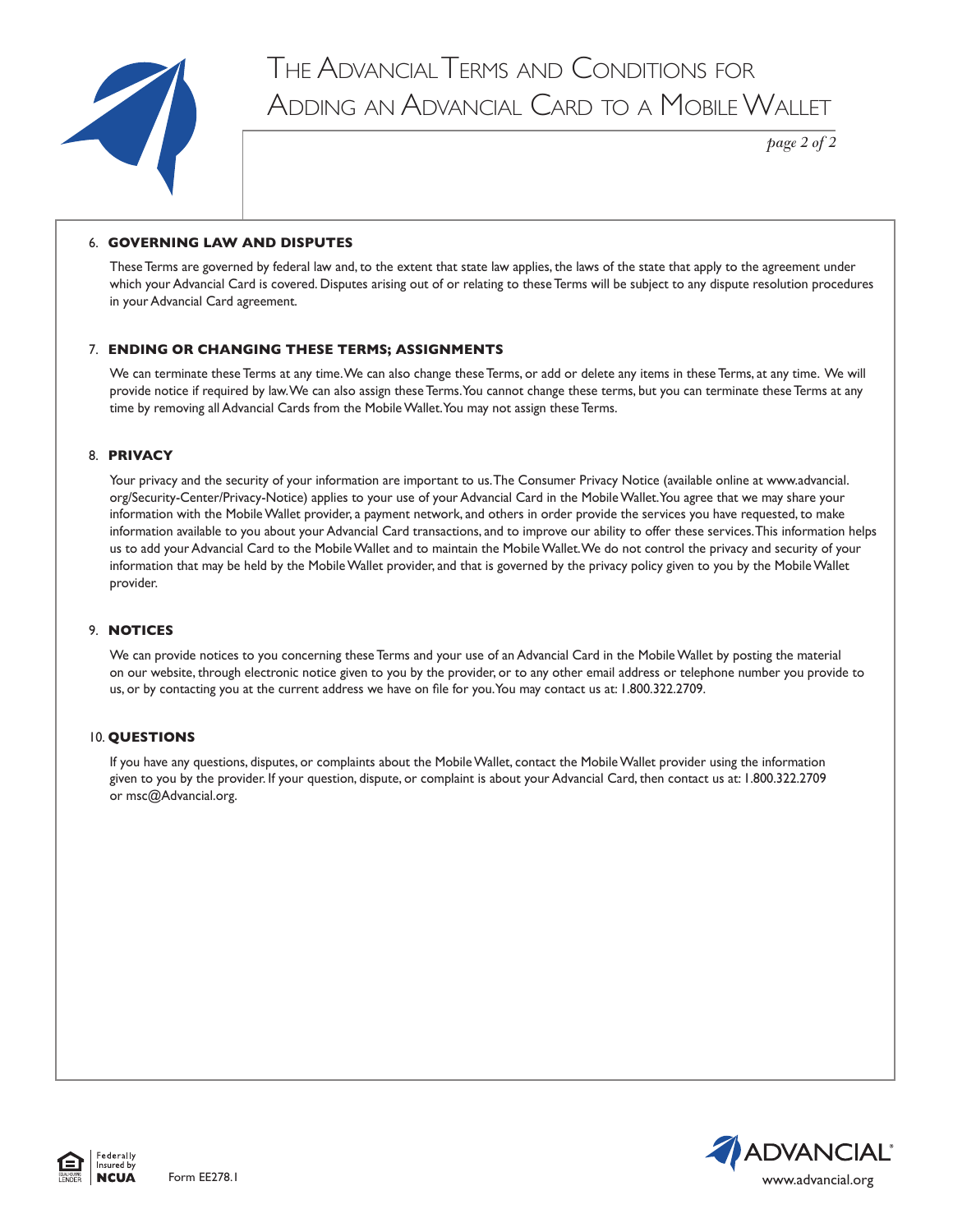# The Advancial Terms and Conditions for Adding an Advancial Card to a Mobile Wallet

## 6. GOVERNING LAW AND DISPUTES

These Terms are governed by federal law and, to the extent that state law applies, the laws of the state that apply to the agreement under which your Advancial Card is covered. Disputes arising out of or relating to these Terms will be subject to any dispute resolution procedures in your Advancial Card agreement.

## 7. ENDING OR CHANGING THESE TERMS; ASSIGNMENTS

We can terminate these Terms at any time. We can also change these Terms, or add or delete any items in these Terms, at any time. We will provide notice if required by law. We can also assign these Terms. You cannot change these terms, but you can terminate these Terms at any time by removing all Advancial Cards from the Mobile Wallet. You may not assign these Terms.

## 8. PRIVACY

Your privacy and the security of your information are important to us. The Consumer Privacy Notice (available online at www.advancial.org/Security-Center/Privacy-Notice) applies to your use of your Advancial Card in the Mobile Wallet. You agree that we may share your information with the Mobile Wallet provider, a payment network, and others in order provide the services you have requested, to make information available to you about your Advancial Card transactions, and to improve our ability to offer these services. This information helps us to add your Advancial Card to the Mobile Wallet and to maintain the Mobile Wallet. We do not control the privacy and security of your information that may be held by the Mobile Wallet provider, and that is governed by the privacy policy given to you by the Mobile Wallet provider.

## 9. NOTICES

We can provide notices to you concerning these Terms and your use of an Advancial Card in the Mobile Wallet by posting the material on our website, through electronic notice given to you by the provider, or to any other email address or telephone number you provide to us, or by contacting you at the current address we have on file for you. You may contact us at: 1.800.322.2709.

## 10. QUESTIONS

If you have any questions, disputes, or complaints about the Mobile Wallet, contact the Mobile Wallet provider using the information given to you by the provider. If your question, dispute, or complaint is about your Advancial Card, then contact us at: 1.800.322.2709 or msc@Advancial.org.

Federally Insured by NCUA

Form EE278.1

ADVANCIAL®
www.advancial.org